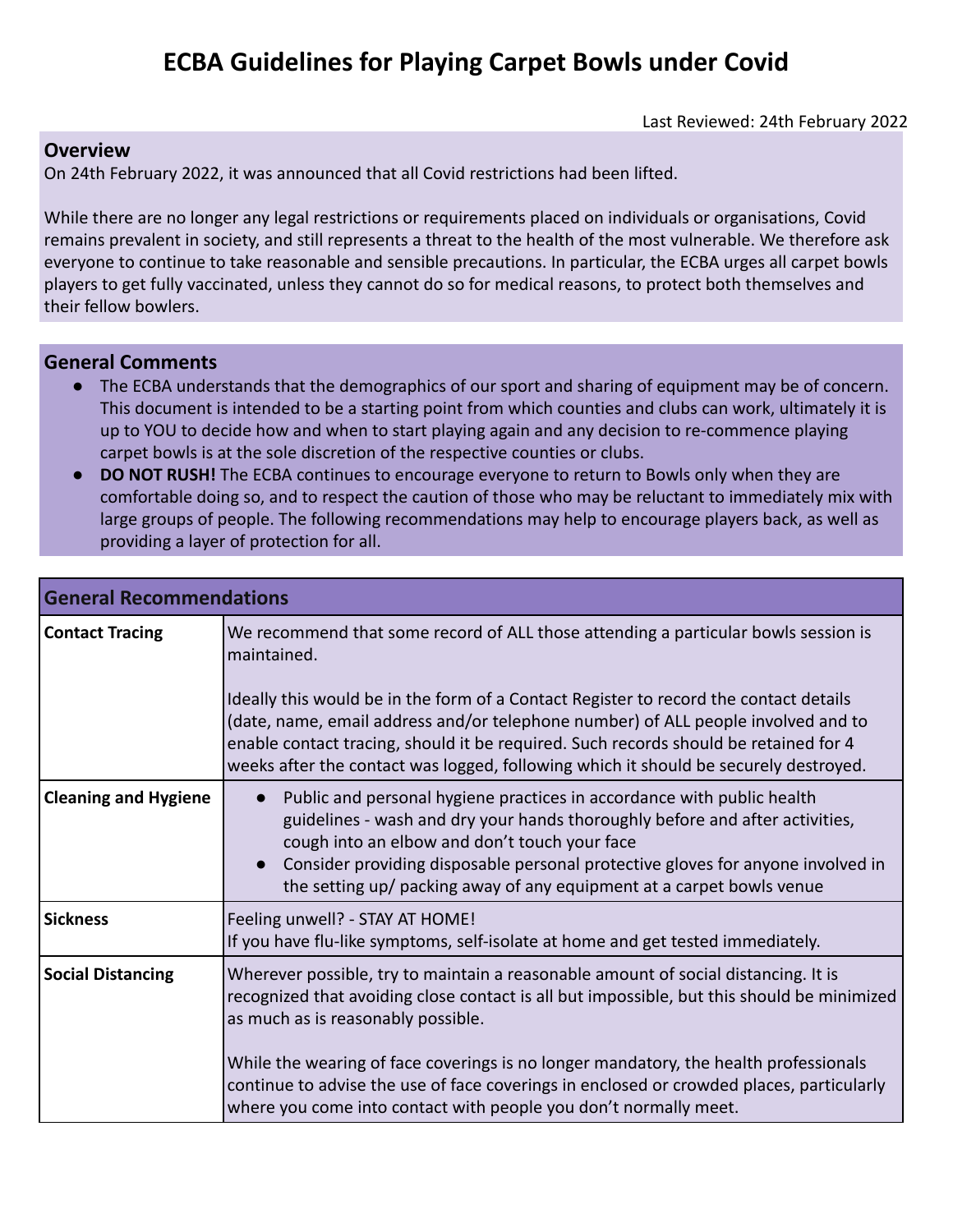# ECBA Guidelines for Playing Carpet Bowls under Covid

Last Reviewed: 24th February 2022

## Overview

On 24th February 2022, it was announced that all Covid restrictions had been lifted.

While there are no longer any legal restrictions or requirements placed on individuals or organisations, Covid remains prevalent in society, and still represents a threat to the health of the most vulnerable. We therefore ask everyone to continue to take reasonable and sensible precautions. In particular, the ECBA urges all carpet bowls players to get fully vaccinated, unless they cannot do so for medical reasons, to protect both themselves and their fellow bowlers.

## General Comments

- The ECBA understands that the demographics of our sport and sharing of equipment may be of concern. This document is intended to be a starting point from which counties and clubs can work, ultimately it is up to YOU to decide how and when to start playing again and any decision to re-commence playing carpet bowls is at the sole discretion of the respective counties or clubs.
- **DO NOT RUSH!** The ECBA continues to encourage everyone to return to Bowls only when they are comfortable doing so, and to respect the caution of those who may be reluctant to immediately mix with large groups of people. The following recommendations may help to encourage players back, as well as providing a layer of protection for all.

| General Recommendations | |
|---|---|
| **Contact Tracing** | We recommend that some record of ALL those attending a particular bowls session is maintained.<br><br>Ideally this would be in the form of a Contact Register to record the contact details (date, name, email address and/or telephone number) of ALL people involved and to enable contact tracing, should it be required. Such records should be retained for 4 weeks after the contact was logged, following which it should be securely destroyed. |
| **Cleaning and Hygiene** | • Public and personal hygiene practices in accordance with public health guidelines - wash and dry your hands thoroughly before and after activities, cough into an elbow and don't touch your face<br>• Consider providing disposable personal protective gloves for anyone involved in the setting up/ packing away of any equipment at a carpet bowls venue |
| **Sickness** | Feeling unwell? - STAY AT HOME!<br>If you have flu-like symptoms, self-isolate at home and get tested immediately. |
| **Social Distancing** | Wherever possible, try to maintain a reasonable amount of social distancing. It is recognized that avoiding close contact is all but impossible, but this should be minimized as much as is reasonably possible.<br><br>While the wearing of face coverings is no longer mandatory, the health professionals continue to advise the use of face coverings in enclosed or crowded places, particularly where you come into contact with people you don't normally meet. |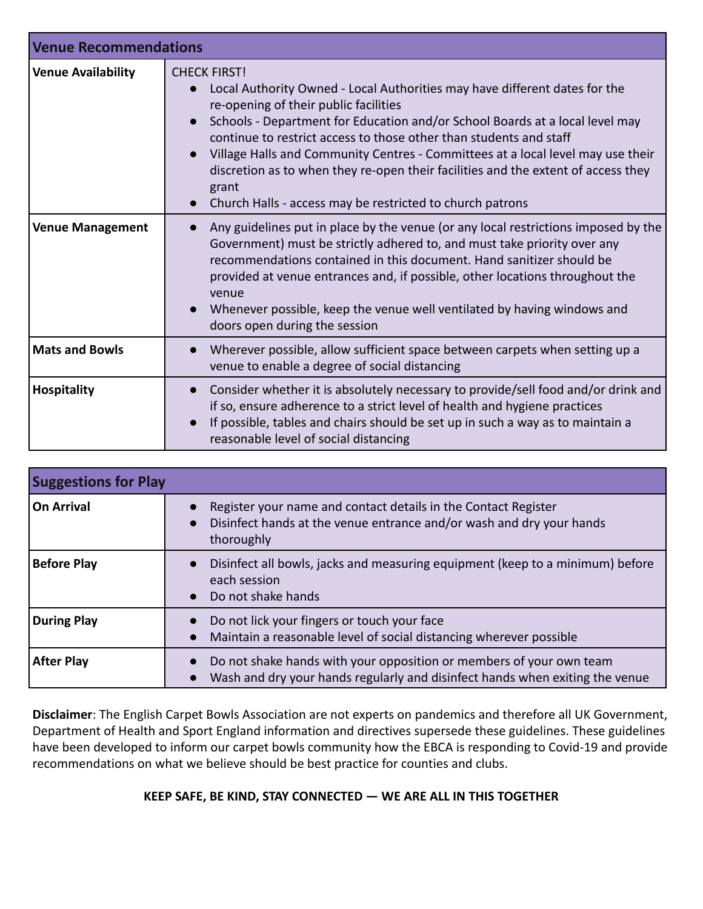| Venue Recommendations | |
|---|---|
| **Venue Availability** | CHECK FIRST!<br>• Local Authority Owned - Local Authorities may have different dates for the re-opening of their public facilities<br>• Schools - Department for Education and/or School Boards at a local level may continue to restrict access to those other than students and staff<br>• Village Halls and Community Centres - Committees at a local level may use their discretion as to when they re-open their facilities and the extent of access they grant<br>• Church Halls - access may be restricted to church patrons |
| **Venue Management** | • Any guidelines put in place by the venue (or any local restrictions imposed by the Government) must be strictly adhered to, and must take priority over any recommendations contained in this document. Hand sanitizer should be provided at venue entrances and, if possible, other locations throughout the venue<br>• Whenever possible, keep the venue well ventilated by having windows and doors open during the session |
| **Mats and Bowls** | • Wherever possible, allow sufficient space between carpets when setting up a venue to enable a degree of social distancing |
| **Hospitality** | • Consider whether it is absolutely necessary to provide/sell food and/or drink and if so, ensure adherence to a strict level of health and hygiene practices<br>• If possible, tables and chairs should be set up in such a way as to maintain a reasonable level of social distancing |

| Suggestions for Play | |
|---|---|
| **On Arrival** | • Register your name and contact details in the Contact Register<br>• Disinfect hands at the venue entrance and/or wash and dry your hands thoroughly |
| **Before Play** | • Disinfect all bowls, jacks and measuring equipment (keep to a minimum) before each session<br>• Do not shake hands |
| **During Play** | • Do not lick your fingers or touch your face<br>• Maintain a reasonable level of social distancing wherever possible |
| **After Play** | • Do not shake hands with your opposition or members of your own team<br>• Wash and dry your hands regularly and disinfect hands when exiting the venue |

**Disclaimer**: The English Carpet Bowls Association are not experts on pandemics and therefore all UK Government, Department of Health and Sport England information and directives supersede these guidelines. These guidelines have been developed to inform our carpet bowls community how the EBCA is responding to Covid-19 and provide recommendations on what we believe should be best practice for counties and clubs.

**KEEP SAFE, BE KIND, STAY CONNECTED — WE ARE ALL IN THIS TOGETHER**